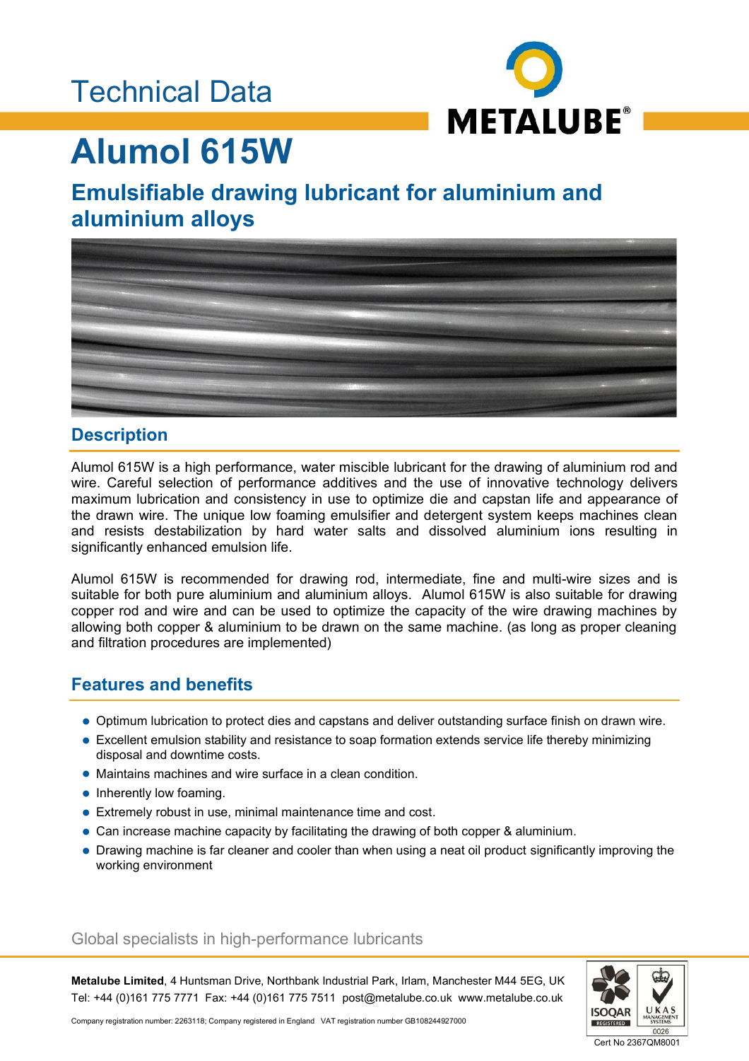Technical Data

# Alumol 615W

## Emulsifiable drawing lubricant for aluminium and aluminium alloys

## Description

Alumol 615W is a high performance, water miscible lubricant for the drawing of aluminium rod and wire. Careful selection of performance additives and the use of innovative technology delivers maximum lubrication and consistency in use to optimize die and capstan life and appearance of the drawn wire. The unique low foaming emulsifier and detergent system keeps machines clean and resists destabilization by hard water salts and dissolved aluminium ions resulting in significantly enhanced emulsion life.

Alumol 615W is recommended for drawing rod, intermediate, fine and multi-wire sizes and is suitable for both pure aluminium and aluminium alloys. Alumol 615W is also suitable for drawing copper rod and wire and can be used to optimize the capacity of the wire drawing machines by allowing both copper & aluminium to be drawn on the same machine. (as long as proper cleaning and filtration procedures are implemented)

## Features and benefits

- Optimum lubrication to protect dies and capstans and deliver outstanding surface finish on drawn wire.
- Excellent emulsion stability and resistance to soap formation extends service life thereby minimizing disposal and downtime costs.
- Maintains machines and wire surface in a clean condition.
- Inherently low foaming.
- Extremely robust in use, minimal maintenance time and cost.
- Can increase machine capacity by facilitating the drawing of both copper & aluminium.
- Drawing machine is far cleaner and cooler than when using a neat oil product significantly improving the working environment

Global specialists in high-performance lubricants

**Metalube Limited**, 4 Huntsman Drive, Northbank Industrial Park, Irlam, Manchester M44 5EG, UK
Tel: +44 (0)161 775 7771 Fax: +44 (0)161 775 7511 post@metalube.co.uk www.metalube.co.uk

Company registration number: 2263118; Company registered in England VAT registration number GB108244927000

Cert No 2367QM8001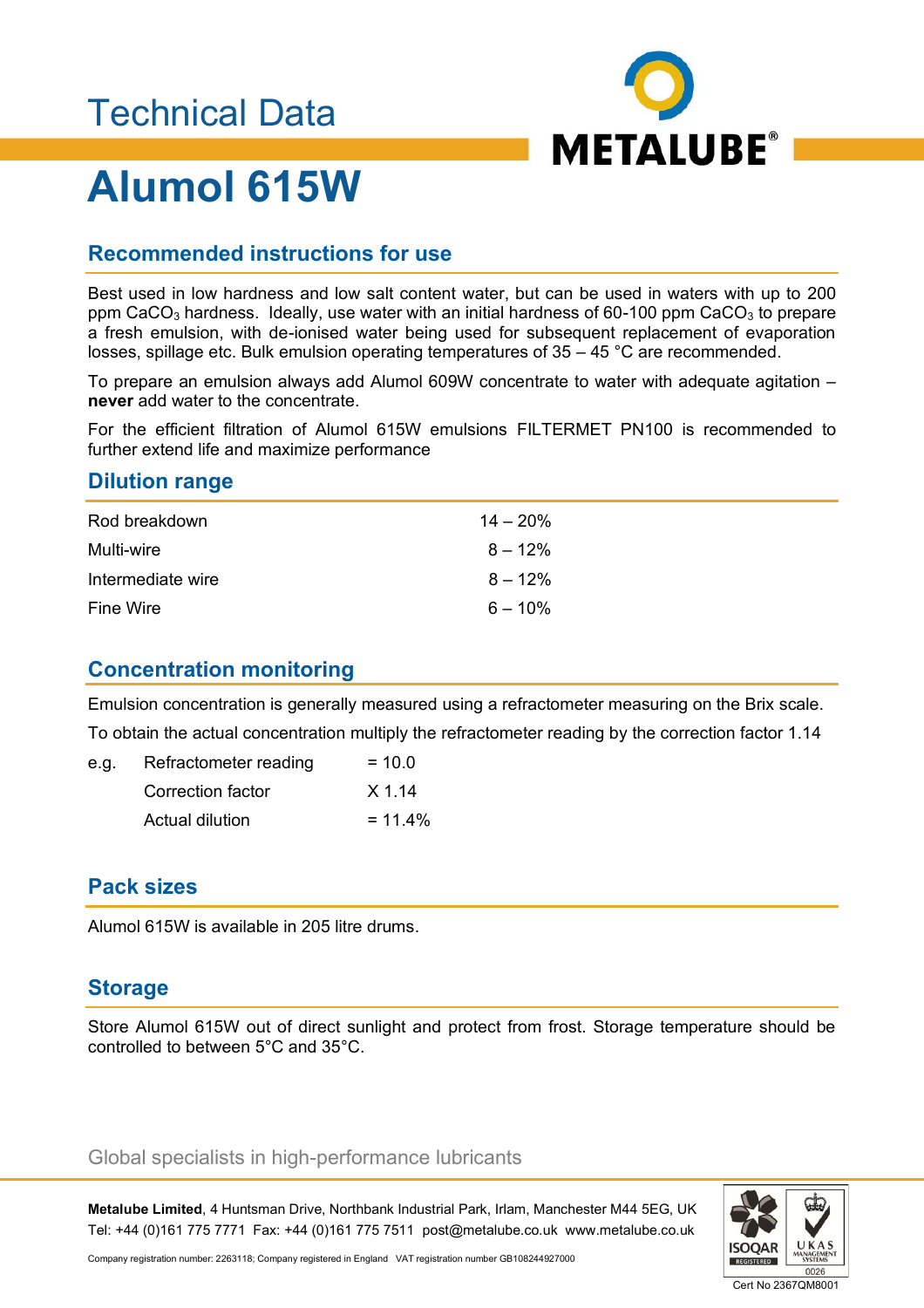Technical Data

# Alumol 615W

## Recommended instructions for use

Best used in low hardness and low salt content water, but can be used in waters with up to 200 ppm $CaCO_3$ hardness. Ideally, use water with an initial hardness of 60-100 ppm $CaCO_3$ to prepare a fresh emulsion, with de-ionised water being used for subsequent replacement of evaporation losses, spillage etc. Bulk emulsion operating temperatures of 35 – 45 °C are recommended.

To prepare an emulsion always add Alumol 609W concentrate to water with adequate agitation – **never** add water to the concentrate.

For the efficient filtration of Alumol 615W emulsions FILTERMET PN100 is recommended to further extend life and maximize performance

## Dilution range

| | |
|---|---|
| Rod breakdown | 14 – 20% |
| Multi-wire | 8 – 12% |
| Intermediate wire | 8 – 12% |
| Fine Wire | 6 – 10% |

## Concentration monitoring

Emulsion concentration is generally measured using a refractometer measuring on the Brix scale.

To obtain the actual concentration multiply the refractometer reading by the correction factor 1.14

| | | |
|---|---|---|
| e.g. | Refractometer reading | = 10.0 |
| | Correction factor | X 1.14 |
| | Actual dilution | = 11.4% |

## Pack sizes

Alumol 615W is available in 205 litre drums.

## Storage

Store Alumol 615W out of direct sunlight and protect from frost. Storage temperature should be controlled to between 5°C and 35°C.

Global specialists in high-performance lubricants

**Metalube Limited**, 4 Huntsman Drive, Northbank Industrial Park, Irlam, Manchester M44 5EG, UK
Tel: +44 (0)161 775 7771 Fax: +44 (0)161 775 7511 post@metalube.co.uk www.metalube.co.uk

Company registration number: 2263118; Company registered in England VAT registration number GB108244927000

Cert No 2367QM8001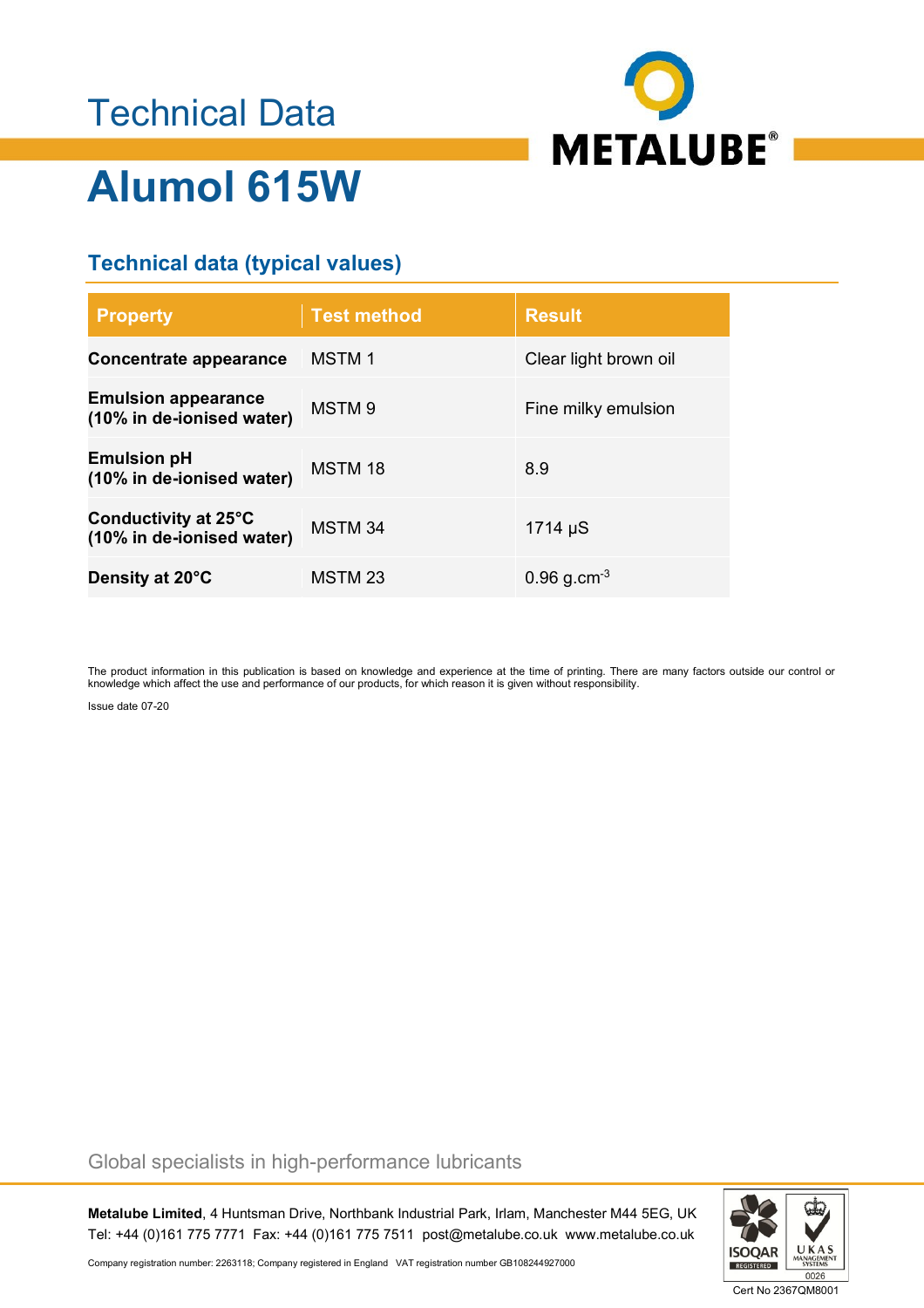# Technical Data

# Alumol 615W

## Technical data (typical values)

| Property | Test method | Result |
|---|---|---|
| **Concentrate appearance** | MSTM 1 | Clear light brown oil |
| **Emulsion appearance (10% in de-ionised water)** | MSTM 9 | Fine milky emulsion |
| **Emulsion pH (10% in de-ionised water)** | MSTM 18 | 8.9 |
| **Conductivity at 25°C (10% in de-ionised water)** | MSTM 34 | 1714 µS |
| **Density at 20°C** | MSTM 23 | 0.96 $g.cm^{-3}$ |

The product information in this publication is based on knowledge and experience at the time of printing. There are many factors outside our control or knowledge which affect the use and performance of our products, for which reason it is given without responsibility.

Issue date 07-20

Global specialists in high-performance lubricants

**Metalube Limited**, 4 Huntsman Drive, Northbank Industrial Park, Irlam, Manchester M44 5EG, UK
Tel: +44 (0)161 775 7771 Fax: +44 (0)161 775 7511 post@metalube.co.uk www.metalube.co.uk

Company registration number: 2263118; Company registered in England VAT registration number GB108244927000

Cert No 2367QM8001